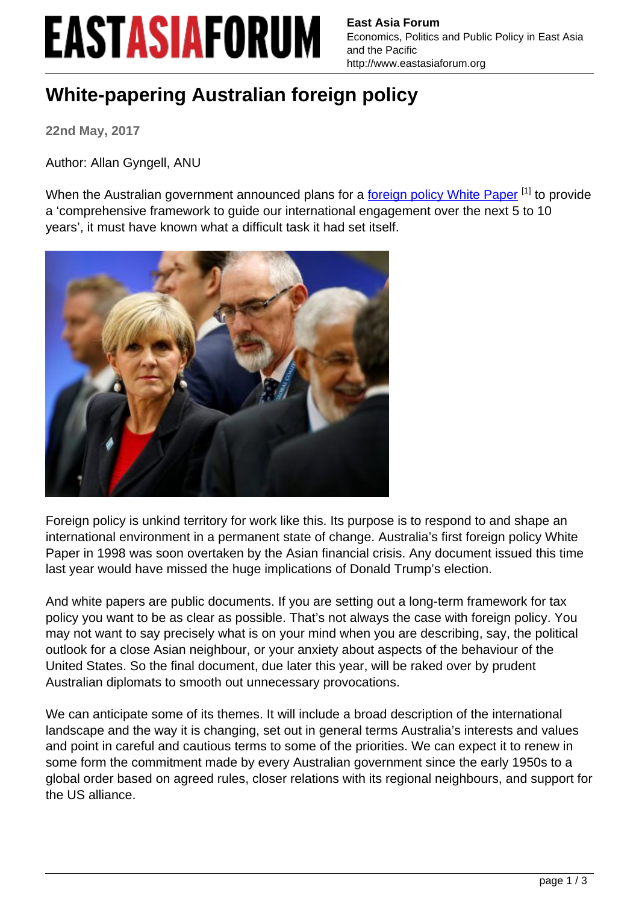# White-papering Australian foreign policy

22nd May, 2017

Author: Allan Gyngell, ANU

When the Australian government announced plans for a foreign policy White Paper [1] to provide a 'comprehensive framework to guide our international engagement over the next 5 to 10 years', it must have known what a difficult task it had set itself.

Foreign policy is unkind territory for work like this. Its purpose is to respond to and shape an international environment in a permanent state of change. Australia's first foreign policy White Paper in 1998 was soon overtaken by the Asian financial crisis. Any document issued this time last year would have missed the huge implications of Donald Trump's election.

And white papers are public documents. If you are setting out a long-term framework for tax policy you want to be as clear as possible. That's not always the case with foreign policy. You may not want to say precisely what is on your mind when you are describing, say, the political outlook for a close Asian neighbour, or your anxiety about aspects of the behaviour of the United States. So the final document, due later this year, will be raked over by prudent Australian diplomats to smooth out unnecessary provocations.

We can anticipate some of its themes. It will include a broad description of the international landscape and the way it is changing, set out in general terms Australia's interests and values and point in careful and cautious terms to some of the priorities. We can expect it to renew in some form the commitment made by every Australian government since the early 1950s to a global order based on agreed rules, closer relations with its regional neighbours, and support for the US alliance.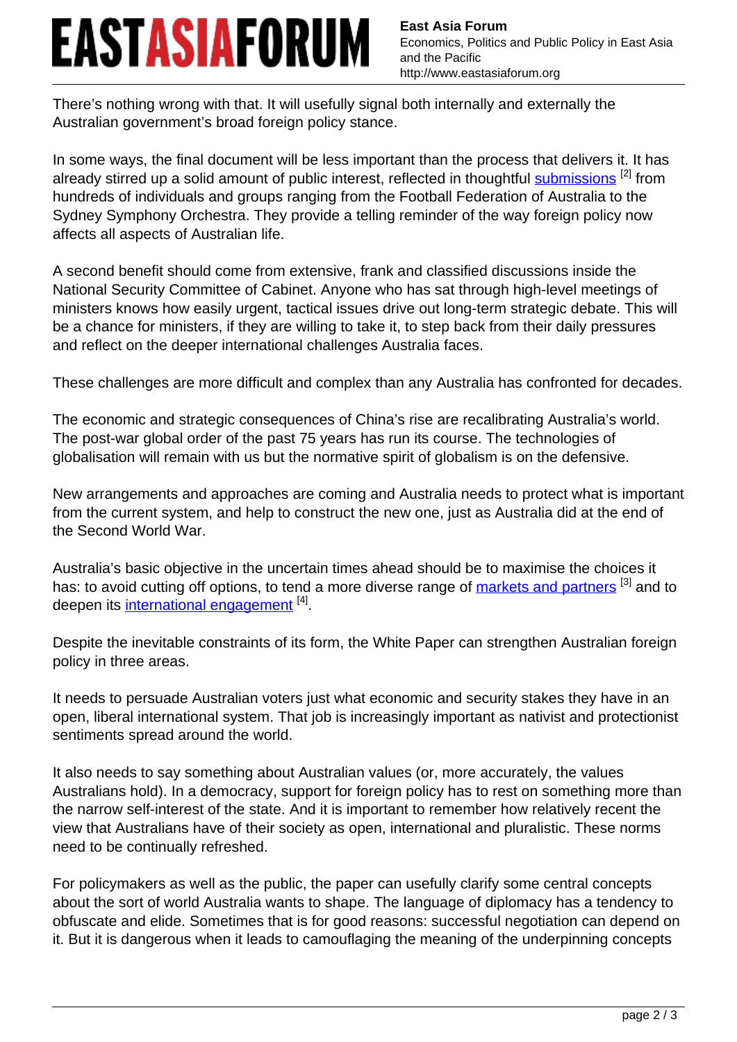There's nothing wrong with that. It will usefully signal both internally and externally the Australian government's broad foreign policy stance.

In some ways, the final document will be less important than the process that delivers it. It has already stirred up a solid amount of public interest, reflected in thoughtful submissions [2] from hundreds of individuals and groups ranging from the Football Federation of Australia to the Sydney Symphony Orchestra. They provide a telling reminder of the way foreign policy now affects all aspects of Australian life.

A second benefit should come from extensive, frank and classified discussions inside the National Security Committee of Cabinet. Anyone who has sat through high-level meetings of ministers knows how easily urgent, tactical issues drive out long-term strategic debate. This will be a chance for ministers, if they are willing to take it, to step back from their daily pressures and reflect on the deeper international challenges Australia faces.

These challenges are more difficult and complex than any Australia has confronted for decades.

The economic and strategic consequences of China's rise are recalibrating Australia's world. The post-war global order of the past 75 years has run its course. The technologies of globalisation will remain with us but the normative spirit of globalism is on the defensive.

New arrangements and approaches are coming and Australia needs to protect what is important from the current system, and help to construct the new one, just as Australia did at the end of the Second World War.

Australia's basic objective in the uncertain times ahead should be to maximise the choices it has: to avoid cutting off options, to tend a more diverse range of markets and partners [3] and to deepen its international engagement [4].

Despite the inevitable constraints of its form, the White Paper can strengthen Australian foreign policy in three areas.

It needs to persuade Australian voters just what economic and security stakes they have in an open, liberal international system. That job is increasingly important as nativist and protectionist sentiments spread around the world.

It also needs to say something about Australian values (or, more accurately, the values Australians hold). In a democracy, support for foreign policy has to rest on something more than the narrow self-interest of the state. And it is important to remember how relatively recent the view that Australians have of their society as open, international and pluralistic. These norms need to be continually refreshed.

For policymakers as well as the public, the paper can usefully clarify some central concepts about the sort of world Australia wants to shape. The language of diplomacy has a tendency to obfuscate and elide. Sometimes that is for good reasons: successful negotiation can depend on it. But it is dangerous when it leads to camouflaging the meaning of the underpinning concepts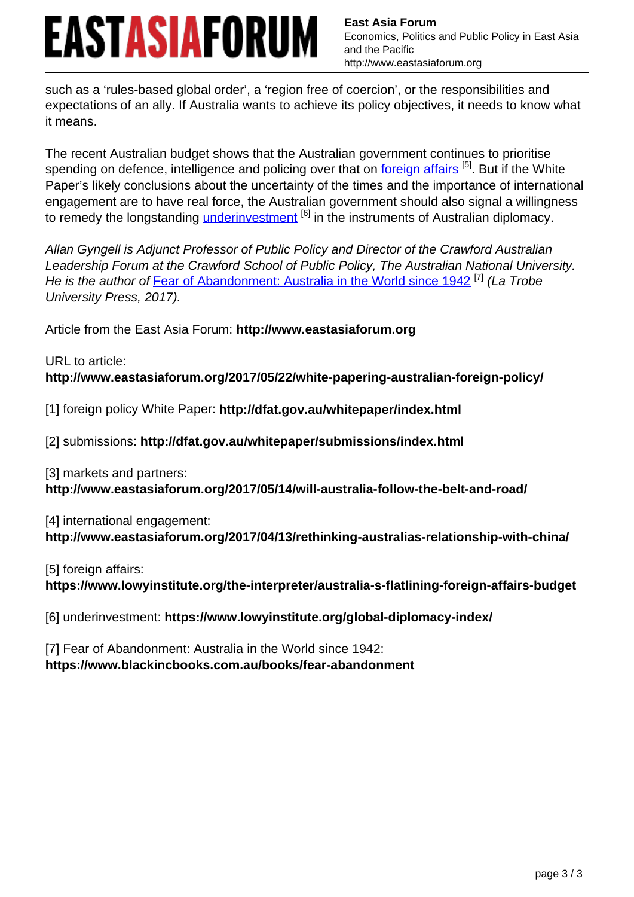such as a 'rules-based global order', a 'region free of coercion', or the responsibilities and expectations of an ally. If Australia wants to achieve its policy objectives, it needs to know what it means.

The recent Australian budget shows that the Australian government continues to prioritise spending on defence, intelligence and policing over that on foreign affairs [5]. But if the White Paper's likely conclusions about the uncertainty of the times and the importance of international engagement are to have real force, the Australian government should also signal a willingness to remedy the longstanding underinvestment [6] in the instruments of Australian diplomacy.

*Allan Gyngell is Adjunct Professor of Public Policy and Director of the Crawford Australian Leadership Forum at the Crawford School of Public Policy, The Australian National University. He is the author of* Fear of Abandonment: Australia in the World since 1942 [7] *(La Trobe University Press, 2017).*

Article from the East Asia Forum: **http://www.eastasiaforum.org**

URL to article: **http://www.eastasiaforum.org/2017/05/22/white-papering-australian-foreign-policy/**

[1] foreign policy White Paper: **http://dfat.gov.au/whitepaper/index.html**

[2] submissions: **http://dfat.gov.au/whitepaper/submissions/index.html**

[3] markets and partners: **http://www.eastasiaforum.org/2017/05/14/will-australia-follow-the-belt-and-road/**

[4] international engagement: **http://www.eastasiaforum.org/2017/04/13/rethinking-australias-relationship-with-china/**

[5] foreign affairs: **https://www.lowyinstitute.org/the-interpreter/australia-s-flatlining-foreign-affairs-budget**

[6] underinvestment: **https://www.lowyinstitute.org/global-diplomacy-index/**

[7] Fear of Abandonment: Australia in the World since 1942: **https://www.blackincbooks.com.au/books/fear-abandonment**